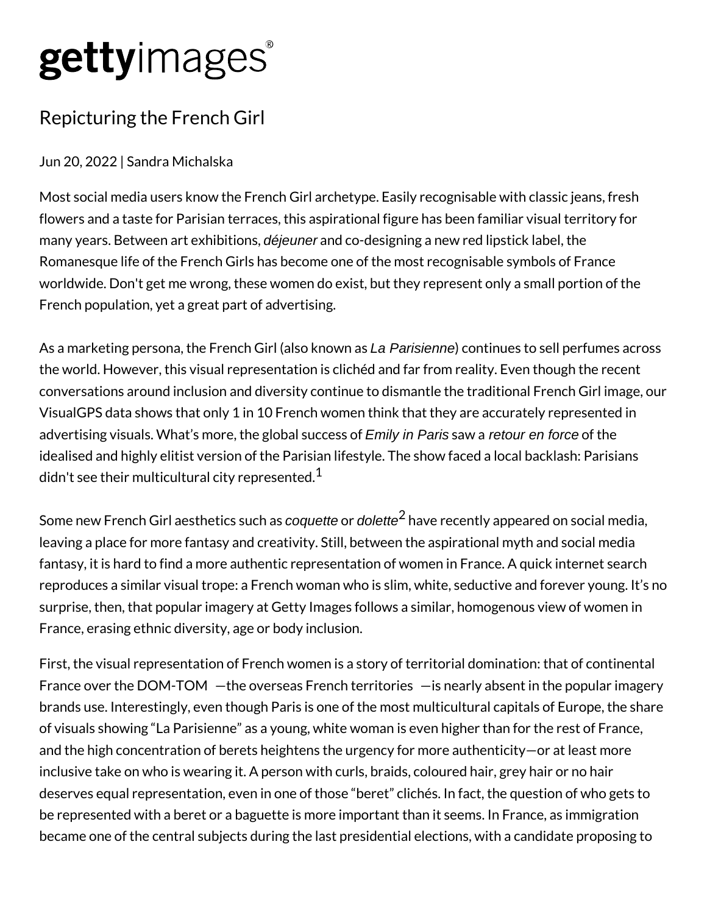# gettyimages

## Repicturing the French Girl

Jun 20, 2022 | Sandra Michalska

Most social media users know the French Girl archetype. Easily recognisable with classic jeans, fresh flowers and a taste for Parisian terraces, this aspirational figure has been familiar visual territory for many years. Between art exhibitions, *déjeuner* and co-designing a new red lipstick label, the Romanesque life of the French Girls has become one of the most recognisable symbols of France worldwide. Don't get me wrong, these women do exist, but they represent only a small portion of the French population, yet a great part of advertising.

As a marketing persona, the French Girl (also known as *La Parisienne*) continues to sell perfumes across the world. However, this visual representation is clichéd and far from reality. Even though the recent conversations around inclusion and diversity continue to dismantle the traditional French Girl image, our VisualGPS data shows that only 1 in 10 French women think that they are accurately represented in advertising visuals. What's more, the global success of *Emily in Paris* saw a *retour en force* of the idealised and highly elitist version of the Parisian lifestyle. The show faced a local backlash: Parisians didn't see their multicultural city represented.[1]

Some new French Girl aesthetics such as *coquette* or *dolette*[2] have recently appeared on social media, leaving a place for more fantasy and creativity. Still, between the aspirational myth and social media fantasy, it is hard to find a more authentic representation of women in France. A quick internet search reproduces a similar visual trope: a French woman who is slim, white, seductive and forever young. It's no surprise, then, that popular imagery at Getty Images follows a similar, homogenous view of women in France, erasing ethnic diversity, age or body inclusion.

First, the visual representation of French women is a story of territorial domination: that of continental France over the DOM-TOM —the overseas French territories —is nearly absent in the popular imagery brands use. Interestingly, even though Paris is one of the most multicultural capitals of Europe, the share of visuals showing "La Parisienne" as a young, white woman is even higher than for the rest of France, and the high concentration of berets heightens the urgency for more authenticity—or at least more inclusive take on who is wearing it. A person with curls, braids, coloured hair, grey hair or no hair deserves equal representation, even in one of those "beret" clichés. In fact, the question of who gets to be represented with a beret or a baguette is more important than it seems. In France, as immigration became one of the central subjects during the last presidential elections, with a candidate proposing to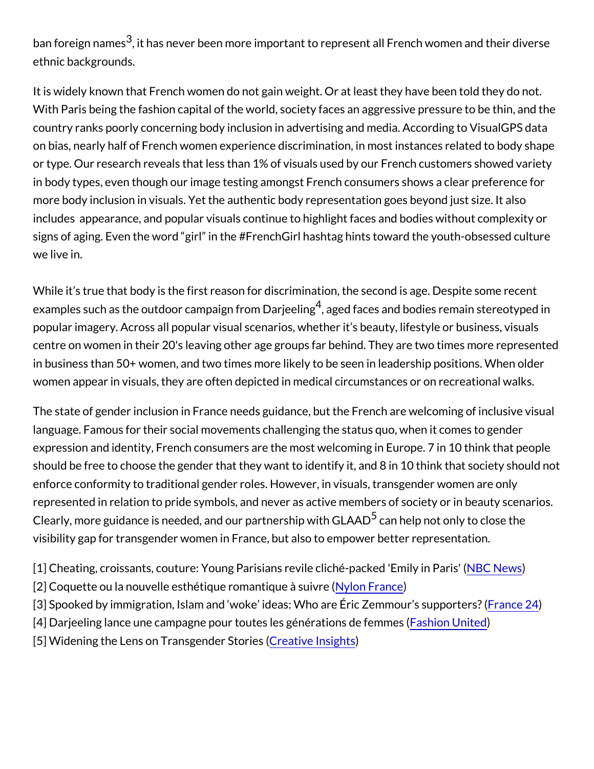ban foreign names[3], it has never been more important to represent all French women and their diverse ethnic backgrounds.

It is widely known that French women do not gain weight. Or at least they have been told they do not. With Paris being the fashion capital of the world, society faces an aggressive pressure to be thin, and the country ranks poorly concerning body inclusion in advertising and media. According to VisualGPS data on bias, nearly half of French women experience discrimination, in most instances related to body shape or type. Our research reveals that less than 1% of visuals used by our French customers showed variety in body types, even though our image testing amongst French consumers shows a clear preference for more body inclusion in visuals. Yet the authentic body representation goes beyond just size. It also includes  appearance, and popular visuals continue to highlight faces and bodies without complexity or signs of aging. Even the word “girl” in the #FrenchGirl hashtag hints toward the youth-obsessed culture we live in.

While it’s true that body is the first reason for discrimination, the second is age. Despite some recent examples such as the outdoor campaign from Darjeeling[4], aged faces and bodies remain stereotyped in popular imagery. Across all popular visual scenarios, whether it’s beauty, lifestyle or business, visuals centre on women in their 20's leaving other age groups far behind. They are two times more represented in business than 50+ women, and two times more likely to be seen in leadership positions. When older women appear in visuals, they are often depicted in medical circumstances or on recreational walks.

The state of gender inclusion in France needs guidance, but the French are welcoming of inclusive visual language. Famous for their social movements challenging the status quo, when it comes to gender expression and identity, French consumers are the most welcoming in Europe. 7 in 10 think that people should be free to choose the gender that they want to identify it, and 8 in 10 think that society should not enforce conformity to traditional gender roles. However, in visuals, transgender women are only represented in relation to pride symbols, and never as active members of society or in beauty scenarios. Clearly, more guidance is needed, and our partnership with GLAAD[5] can help not only to close the visibility gap for transgender women in France, but also to empower better representation.

[1] Cheating, croissants, couture: Young Parisians revile cliché-packed 'Emily in Paris' (NBC News)
[2] Coquette ou la nouvelle esthétique romantique à suivre (Nylon France)
[3] Spooked by immigration, Islam and ‘woke’ ideas: Who are Éric Zemmour’s supporters? (France 24)
[4] Darjeeling lance une campagne pour toutes les générations de femmes (Fashion United)
[5] Widening the Lens on Transgender Stories (Creative Insights)